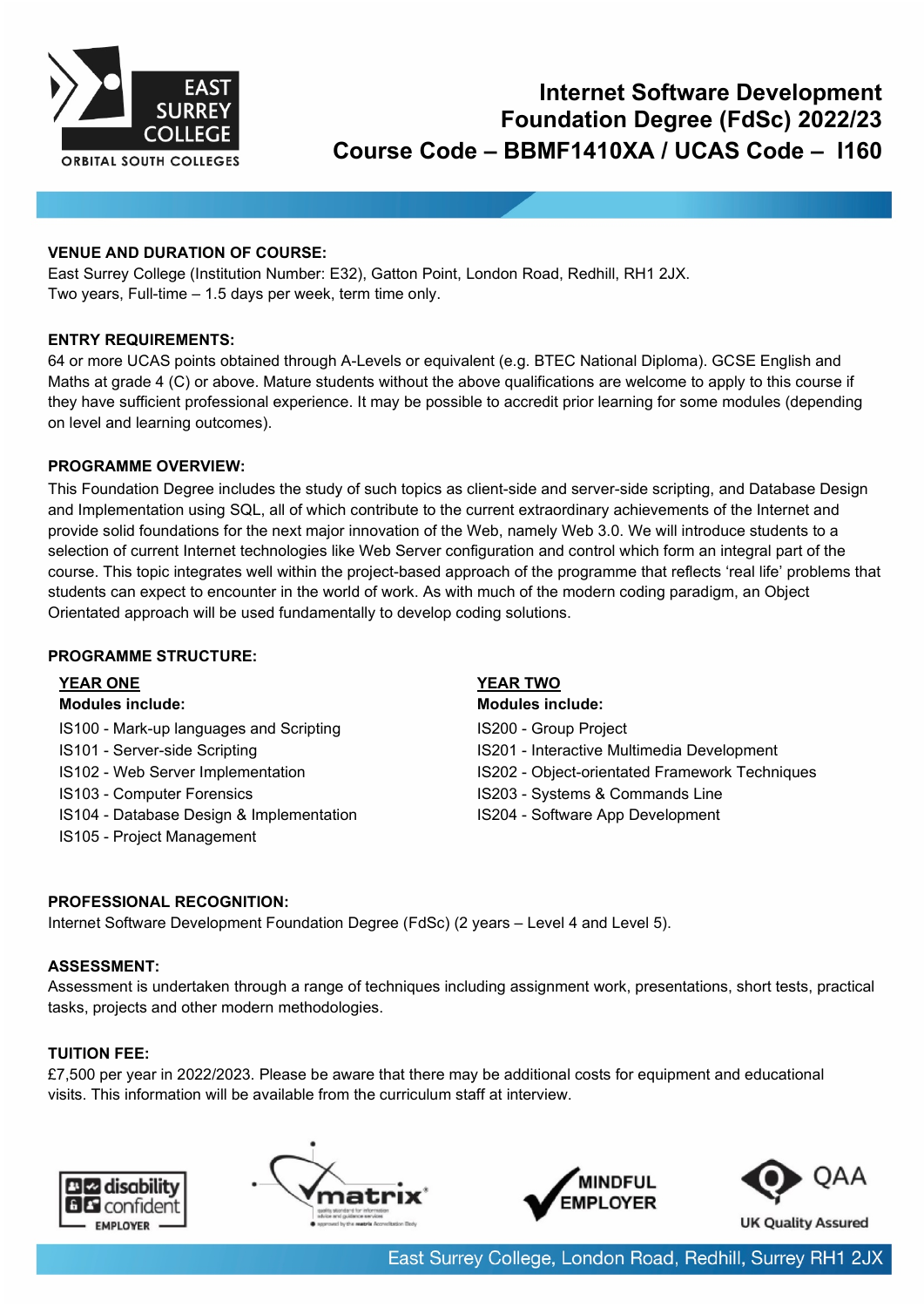# Internet Software Development Foundation Degree (FdSc) 2022/23

# Course Code – BBMF1410XA / UCAS Code – I160

**VENUE AND DURATION OF COURSE:**

East Surrey College (Institution Number: E32), Gatton Point, London Road, Redhill, RH1 2JX.
Two years, Full-time – 1.5 days per week, term time only.

**ENTRY REQUIREMENTS:**

64 or more UCAS points obtained through A-Levels or equivalent (e.g. BTEC National Diploma). GCSE English and Maths at grade 4 (C) or above. Mature students without the above qualifications are welcome to apply to this course if they have sufficient professional experience. It may be possible to accredit prior learning for some modules (depending on level and learning outcomes).

**PROGRAMME OVERVIEW:**

This Foundation Degree includes the study of such topics as client-side and server-side scripting, and Database Design and Implementation using SQL, all of which contribute to the current extraordinary achievements of the Internet and provide solid foundations for the next major innovation of the Web, namely Web 3.0. We will introduce students to a selection of current Internet technologies like Web Server configuration and control which form an integral part of the course. This topic integrates well within the project-based approach of the programme that reflects 'real life' problems that students can expect to encounter in the world of work. As with much of the modern coding paradigm, an Object Orientated approach will be used fundamentally to develop coding solutions.

**PROGRAMME STRUCTURE:**

**YEAR ONE**

**Modules include:**

IS100 - Mark-up languages and Scripting
IS101 - Server-side Scripting
IS102 - Web Server Implementation
IS103 - Computer Forensics
IS104 - Database Design & Implementation
IS105 - Project Management

**YEAR TWO**

**Modules include:**

IS200 - Group Project
IS201 - Interactive Multimedia Development
IS202 - Object-orientated Framework Techniques
IS203 - Systems & Commands Line
IS204 - Software App Development

**PROFESSIONAL RECOGNITION:**

Internet Software Development Foundation Degree (FdSc) (2 years – Level 4 and Level 5).

**ASSESSMENT:**

Assessment is undertaken through a range of techniques including assignment work, presentations, short tests, practical tasks, projects and other modern methodologies.

**TUITION FEE:**

£7,500 per year in 2022/2023. Please be aware that there may be additional costs for equipment and educational visits. This information will be available from the curriculum staff at interview.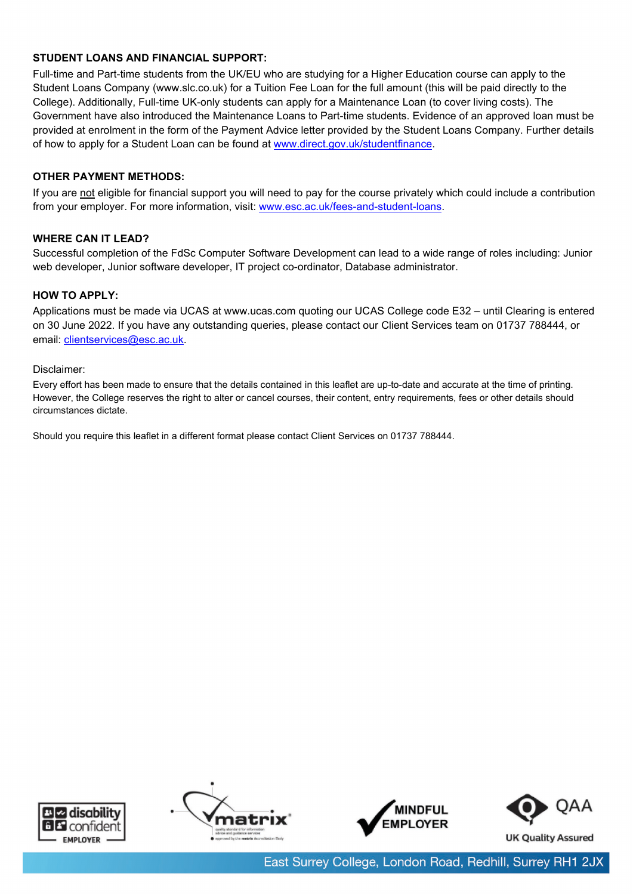**STUDENT LOANS AND FINANCIAL SUPPORT:**

Full-time and Part-time students from the UK/EU who are studying for a Higher Education course can apply to the Student Loans Company (www.slc.co.uk) for a Tuition Fee Loan for the full amount (this will be paid directly to the College). Additionally, Full-time UK-only students can apply for a Maintenance Loan (to cover living costs). The Government have also introduced the Maintenance Loans to Part-time students. Evidence of an approved loan must be provided at enrolment in the form of the Payment Advice letter provided by the Student Loans Company. Further details of how to apply for a Student Loan can be found at www.direct.gov.uk/studentfinance.

**OTHER PAYMENT METHODS:**

If you are not eligible for financial support you will need to pay for the course privately which could include a contribution from your employer. For more information, visit: www.esc.ac.uk/fees-and-student-loans.

**WHERE CAN IT LEAD?**

Successful completion of the FdSc Computer Software Development can lead to a wide range of roles including: Junior web developer, Junior software developer, IT project co-ordinator, Database administrator.

**HOW TO APPLY:**

Applications must be made via UCAS at www.ucas.com quoting our UCAS College code E32 – until Clearing is entered on 30 June 2022. If you have any outstanding queries, please contact our Client Services team on 01737 788444, or email: clientservices@esc.ac.uk.

Disclaimer:

Every effort has been made to ensure that the details contained in this leaflet are up-to-date and accurate at the time of printing. However, the College reserves the right to alter or cancel courses, their content, entry requirements, fees or other details should circumstances dictate.

Should you require this leaflet in a different format please contact Client Services on 01737 788444.

East Surrey College, London Road, Redhill, Surrey RH1 2JX